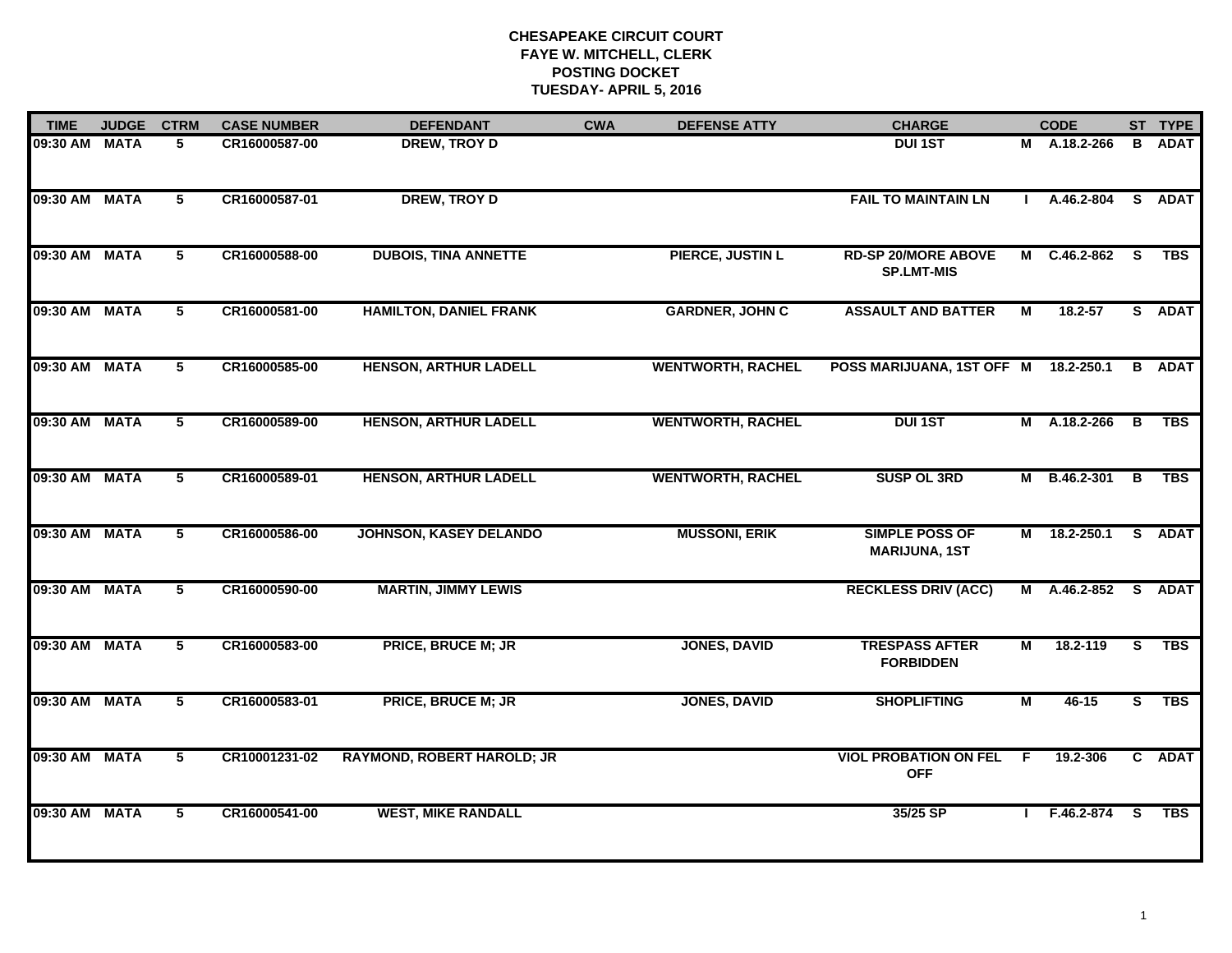# CHESAPEAKE CIRCUIT COURT
## FAYE W. MITCHELL, CLERK
## POSTING DOCKET
## TUESDAY- APRIL 5, 2016

| TIME | JUDGE | CTRM | CASE NUMBER | DEFENDANT | CWA | DEFENSE ATTY | CHARGE | | CODE | ST | TYPE |
|---|---|---|---|---|---|---|---|---|---|---|---|
| 09:30 AM | MATA | 5 | CR16000587-00 | DREW, TROY D | | | DUI 1ST | M | A.18.2-266 | B | ADAT |
| 09:30 AM | MATA | 5 | CR16000587-01 | DREW, TROY D | | | FAIL TO MAINTAIN LN | I | A.46.2-804 | S | ADAT |
| 09:30 AM | MATA | 5 | CR16000588-00 | DUBOIS, TINA ANNETTE | | PIERCE, JUSTIN L | RD-SP 20/MORE ABOVE SP.LMT-MIS | M | C.46.2-862 | S | TBS |
| 09:30 AM | MATA | 5 | CR16000581-00 | HAMILTON, DANIEL FRANK | | GARDNER, JOHN C | ASSAULT AND BATTER | M | 18.2-57 | S | ADAT |
| 09:30 AM | MATA | 5 | CR16000585-00 | HENSON, ARTHUR LADELL | | WENTWORTH, RACHEL | POSS MARIJUANA, 1ST OFF | M | 18.2-250.1 | B | ADAT |
| 09:30 AM | MATA | 5 | CR16000589-00 | HENSON, ARTHUR LADELL | | WENTWORTH, RACHEL | DUI 1ST | M | A.18.2-266 | B | TBS |
| 09:30 AM | MATA | 5 | CR16000589-01 | HENSON, ARTHUR LADELL | | WENTWORTH, RACHEL | SUSP OL 3RD | M | B.46.2-301 | B | TBS |
| 09:30 AM | MATA | 5 | CR16000586-00 | JOHNSON, KASEY DELANDO | | MUSSONI, ERIK | SIMPLE POSS OF MARIJUNA, 1ST | M | 18.2-250.1 | S | ADAT |
| 09:30 AM | MATA | 5 | CR16000590-00 | MARTIN, JIMMY LEWIS | | | RECKLESS DRIV (ACC) | M | A.46.2-852 | S | ADAT |
| 09:30 AM | MATA | 5 | CR16000583-00 | PRICE, BRUCE M; JR | | JONES, DAVID | TRESPASS AFTER FORBIDDEN | M | 18.2-119 | S | TBS |
| 09:30 AM | MATA | 5 | CR16000583-01 | PRICE, BRUCE M; JR | | JONES, DAVID | SHOPLIFTING | M | 46-15 | S | TBS |
| 09:30 AM | MATA | 5 | CR10001231-02 | RAYMOND, ROBERT HAROLD; JR | | | VIOL PROBATION ON FEL OFF | F | 19.2-306 | C | ADAT |
| 09:30 AM | MATA | 5 | CR16000541-00 | WEST, MIKE RANDALL | | | 35/25 SP | I | F.46.2-874 | S | TBS |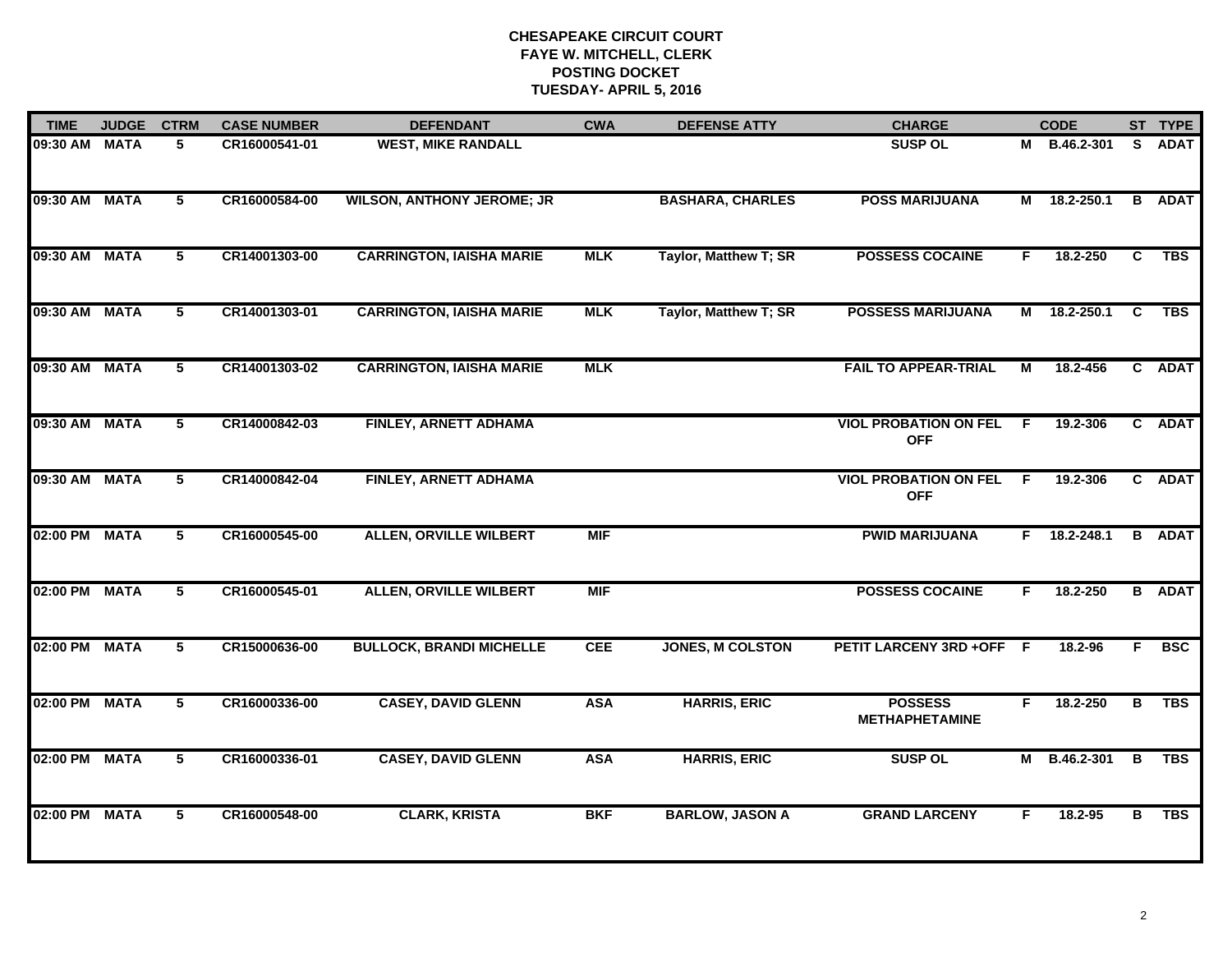**CHESAPEAKE CIRCUIT COURT**
**FAYE W. MITCHELL, CLERK**
**POSTING DOCKET**
**TUESDAY- APRIL 5, 2016**

| TIME | JUDGE | CTRM | CASE NUMBER | DEFENDANT | CWA | DEFENSE ATTY | CHARGE | | CODE | ST | TYPE |
|---|---|---|---|---|---|---|---|---|---|---|---|
| 09:30 AM | MATA | 5 | CR16000541-01 | WEST, MIKE RANDALL | | | SUSP OL | M | B.46.2-301 | S | ADAT |
| 09:30 AM | MATA | 5 | CR16000584-00 | WILSON, ANTHONY JEROME; JR | | BASHARA, CHARLES | POSS MARIJUANA | M | 18.2-250.1 | B | ADAT |
| 09:30 AM | MATA | 5 | CR14001303-00 | CARRINGTON, IAISHA MARIE | MLK | Taylor, Matthew T; SR | POSSESS COCAINE | F | 18.2-250 | C | TBS |
| 09:30 AM | MATA | 5 | CR14001303-01 | CARRINGTON, IAISHA MARIE | MLK | Taylor, Matthew T; SR | POSSESS MARIJUANA | M | 18.2-250.1 | C | TBS |
| 09:30 AM | MATA | 5 | CR14001303-02 | CARRINGTON, IAISHA MARIE | MLK | | FAIL TO APPEAR-TRIAL | M | 18.2-456 | C | ADAT |
| 09:30 AM | MATA | 5 | CR14000842-03 | FINLEY, ARNETT ADHAMA | | | VIOL PROBATION ON FEL OFF | F | 19.2-306 | C | ADAT |
| 09:30 AM | MATA | 5 | CR14000842-04 | FINLEY, ARNETT ADHAMA | | | VIOL PROBATION ON FEL OFF | F | 19.2-306 | C | ADAT |
| 02:00 PM | MATA | 5 | CR16000545-00 | ALLEN, ORVILLE WILBERT | MIF | | PWID MARIJUANA | F | 18.2-248.1 | B | ADAT |
| 02:00 PM | MATA | 5 | CR16000545-01 | ALLEN, ORVILLE WILBERT | MIF | | POSSESS COCAINE | F | 18.2-250 | B | ADAT |
| 02:00 PM | MATA | 5 | CR15000636-00 | BULLOCK, BRANDI MICHELLE | CEE | JONES, M COLSTON | PETIT LARCENY 3RD +OFF | F | 18.2-96 | F | BSC |
| 02:00 PM | MATA | 5 | CR16000336-00 | CASEY, DAVID GLENN | ASA | HARRIS, ERIC | POSSESS METHAPHETAMINE | F | 18.2-250 | B | TBS |
| 02:00 PM | MATA | 5 | CR16000336-01 | CASEY, DAVID GLENN | ASA | HARRIS, ERIC | SUSP OL | M | B.46.2-301 | B | TBS |
| 02:00 PM | MATA | 5 | CR16000548-00 | CLARK, KRISTA | BKF | BARLOW, JASON A | GRAND LARCENY | F | 18.2-95 | B | TBS |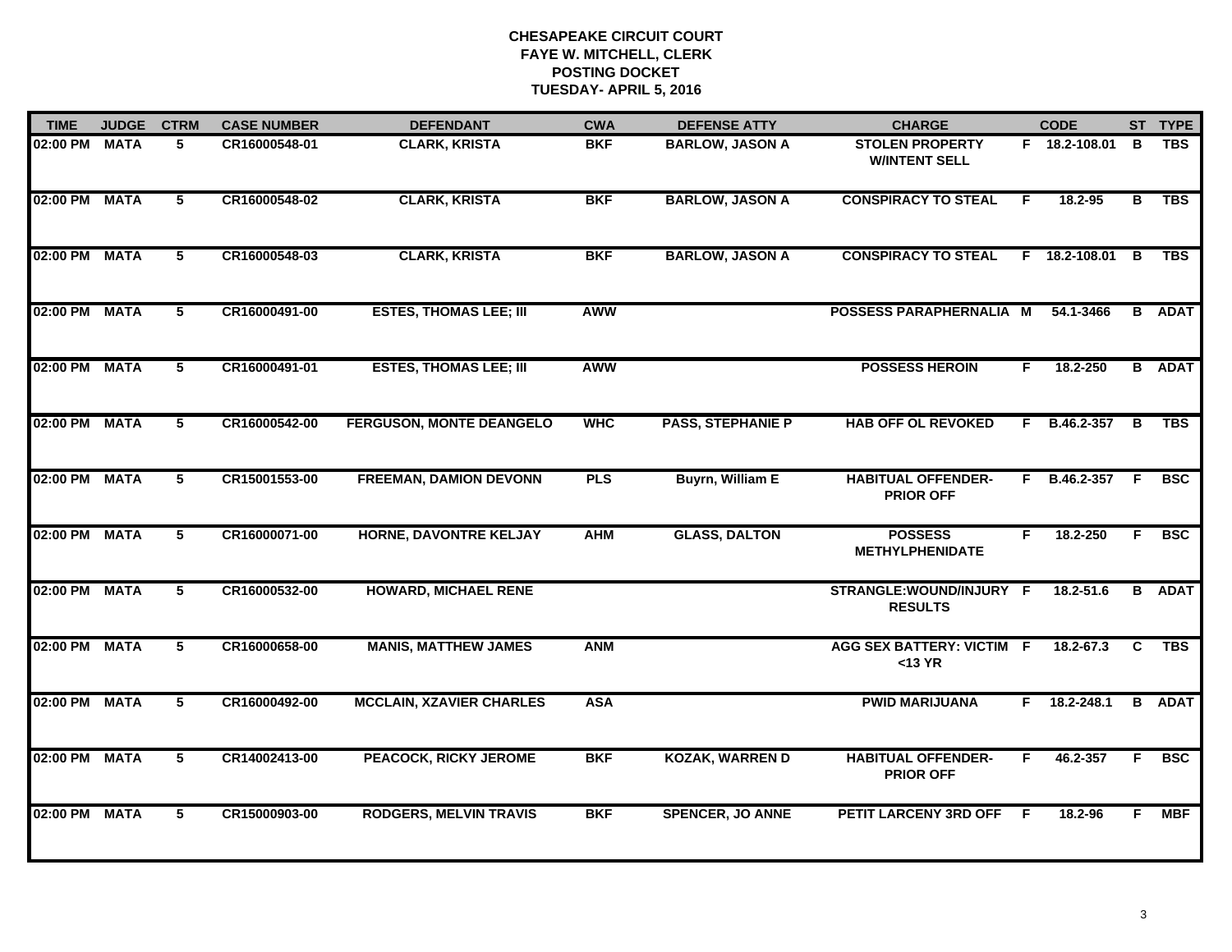**CHESAPEAKE CIRCUIT COURT**
**FAYE W. MITCHELL, CLERK**
**POSTING DOCKET**
**TUESDAY- APRIL 5, 2016**

| TIME | JUDGE | CTRM | CASE NUMBER | DEFENDANT | CWA | DEFENSE ATTY | CHARGE | | CODE | ST | TYPE |
|---|---|---|---|---|---|---|---|---|---|---|---|
| 02:00 PM | MATA | 5 | CR16000548-01 | CLARK, KRISTA | BKF | BARLOW, JASON A | STOLEN PROPERTY W/INTENT SELL | F | 18.2-108.01 | B | TBS |
| 02:00 PM | MATA | 5 | CR16000548-02 | CLARK, KRISTA | BKF | BARLOW, JASON A | CONSPIRACY TO STEAL | F | 18.2-95 | B | TBS |
| 02:00 PM | MATA | 5 | CR16000548-03 | CLARK, KRISTA | BKF | BARLOW, JASON A | CONSPIRACY TO STEAL | F | 18.2-108.01 | B | TBS |
| 02:00 PM | MATA | 5 | CR16000491-00 | ESTES, THOMAS LEE; III | AWW | | POSSESS PARAPHERNALIA | M | 54.1-3466 | B | ADAT |
| 02:00 PM | MATA | 5 | CR16000491-01 | ESTES, THOMAS LEE; III | AWW | | POSSESS HEROIN | F | 18.2-250 | B | ADAT |
| 02:00 PM | MATA | 5 | CR16000542-00 | FERGUSON, MONTE DEANGELO | WHC | PASS, STEPHANIE P | HAB OFF OL REVOKED | F | B.46.2-357 | B | TBS |
| 02:00 PM | MATA | 5 | CR15001553-00 | FREEMAN, DAMION DEVONN | PLS | Buyrn, William E | HABITUAL OFFENDER-PRIOR OFF | F | B.46.2-357 | F | BSC |
| 02:00 PM | MATA | 5 | CR16000071-00 | HORNE, DAVONTRE KELJAY | AHM | GLASS, DALTON | POSSESS METHYLPHENIDATE | F | 18.2-250 | F | BSC |
| 02:00 PM | MATA | 5 | CR16000532-00 | HOWARD, MICHAEL RENE | | | STRANGLE:WOUND/INJURY RESULTS | F | 18.2-51.6 | B | ADAT |
| 02:00 PM | MATA | 5 | CR16000658-00 | MANIS, MATTHEW JAMES | ANM | | AGG SEX BATTERY: VICTIM <13 YR | F | 18.2-67.3 | C | TBS |
| 02:00 PM | MATA | 5 | CR16000492-00 | MCCLAIN, XZAVIER CHARLES | ASA | | PWID MARIJUANA | F | 18.2-248.1 | B | ADAT |
| 02:00 PM | MATA | 5 | CR14002413-00 | PEACOCK, RICKY JEROME | BKF | KOZAK, WARREN D | HABITUAL OFFENDER-PRIOR OFF | F | 46.2-357 | F | BSC |
| 02:00 PM | MATA | 5 | CR15000903-00 | RODGERS, MELVIN TRAVIS | BKF | SPENCER, JO ANNE | PETIT LARCENY 3RD OFF | F | 18.2-96 | F | MBF |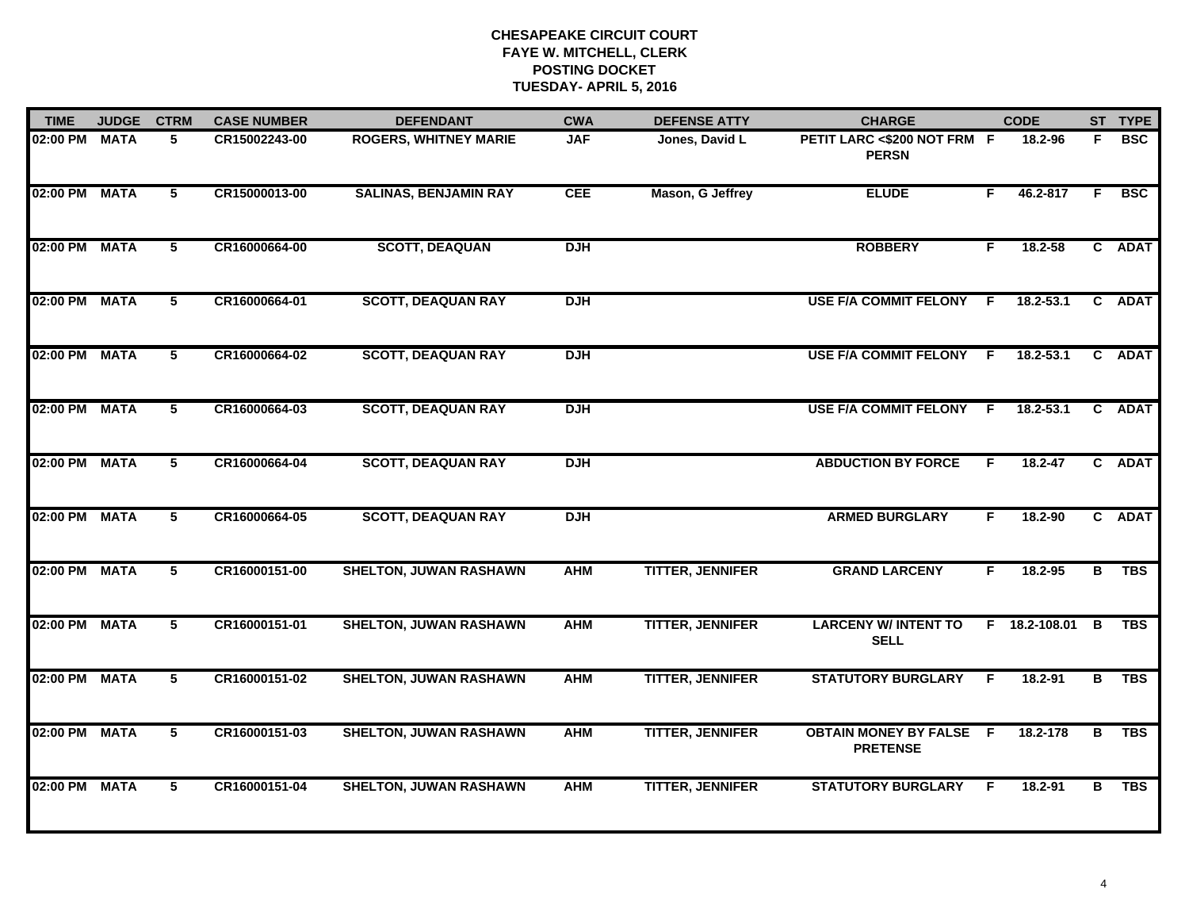# CHESAPEAKE CIRCUIT COURT
## FAYE W. MITCHELL, CLERK
## POSTING DOCKET
## TUESDAY- APRIL 5, 2016

| TIME | JUDGE | CTRM | CASE NUMBER | DEFENDANT | CWA | DEFENSE ATTY | CHARGE | | CODE | ST | TYPE |
|---|---|---|---|---|---|---|---|---|---|---|---|
| 02:00 PM | MATA | 5 | CR15002243-00 | ROGERS, WHITNEY MARIE | JAF | Jones, David L | PETIT LARC <$200 NOT FRM PERSN | F | 18.2-96 | F | BSC |
| 02:00 PM | MATA | 5 | CR15000013-00 | SALINAS, BENJAMIN RAY | CEE | Mason, G Jeffrey | ELUDE | F | 46.2-817 | F | BSC |
| 02:00 PM | MATA | 5 | CR16000664-00 | SCOTT, DEAQUAN | DJH | | ROBBERY | F | 18.2-58 | C | ADAT |
| 02:00 PM | MATA | 5 | CR16000664-01 | SCOTT, DEAQUAN RAY | DJH | | USE F/A COMMIT FELONY | F | 18.2-53.1 | C | ADAT |
| 02:00 PM | MATA | 5 | CR16000664-02 | SCOTT, DEAQUAN RAY | DJH | | USE F/A COMMIT FELONY | F | 18.2-53.1 | C | ADAT |
| 02:00 PM | MATA | 5 | CR16000664-03 | SCOTT, DEAQUAN RAY | DJH | | USE F/A COMMIT FELONY | F | 18.2-53.1 | C | ADAT |
| 02:00 PM | MATA | 5 | CR16000664-04 | SCOTT, DEAQUAN RAY | DJH | | ABDUCTION BY FORCE | F | 18.2-47 | C | ADAT |
| 02:00 PM | MATA | 5 | CR16000664-05 | SCOTT, DEAQUAN RAY | DJH | | ARMED BURGLARY | F | 18.2-90 | C | ADAT |
| 02:00 PM | MATA | 5 | CR16000151-00 | SHELTON, JUWAN RASHAWN | AHM | TITTER, JENNIFER | GRAND LARCENY | F | 18.2-95 | B | TBS |
| 02:00 PM | MATA | 5 | CR16000151-01 | SHELTON, JUWAN RASHAWN | AHM | TITTER, JENNIFER | LARCENY W/ INTENT TO SELL | F | 18.2-108.01 | B | TBS |
| 02:00 PM | MATA | 5 | CR16000151-02 | SHELTON, JUWAN RASHAWN | AHM | TITTER, JENNIFER | STATUTORY BURGLARY | F | 18.2-91 | B | TBS |
| 02:00 PM | MATA | 5 | CR16000151-03 | SHELTON, JUWAN RASHAWN | AHM | TITTER, JENNIFER | OBTAIN MONEY BY FALSE PRETENSE | F | 18.2-178 | B | TBS |
| 02:00 PM | MATA | 5 | CR16000151-04 | SHELTON, JUWAN RASHAWN | AHM | TITTER, JENNIFER | STATUTORY BURGLARY | F | 18.2-91 | B | TBS |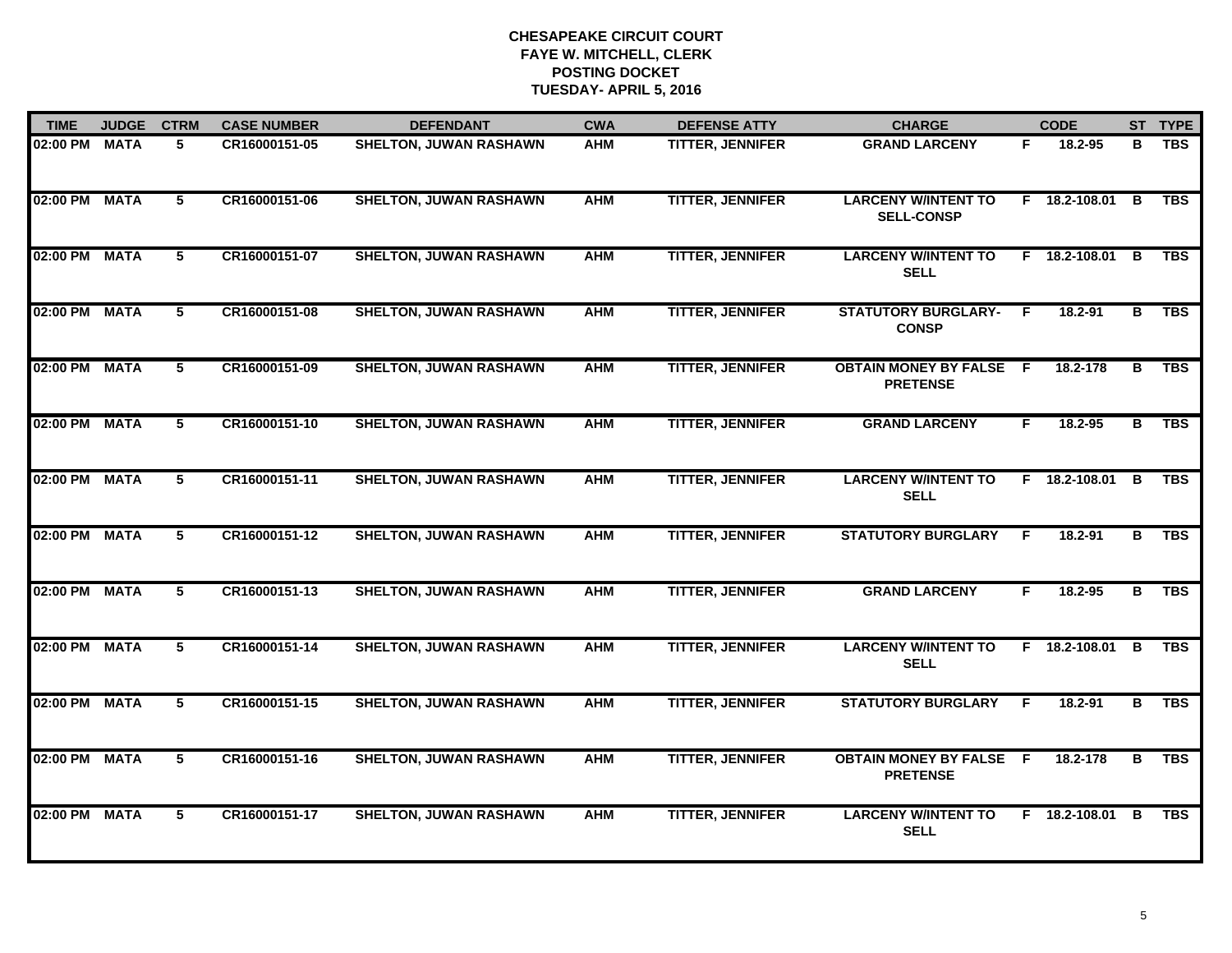**CHESAPEAKE CIRCUIT COURT**
**FAYE W. MITCHELL, CLERK**
**POSTING DOCKET**
**TUESDAY- APRIL 5, 2016**

| TIME | JUDGE | CTRM | CASE NUMBER | DEFENDANT | CWA | DEFENSE ATTY | CHARGE | | CODE | ST | TYPE |
|---|---|---|---|---|---|---|---|---|---|---|---|
| 02:00 PM | MATA | 5 | CR16000151-05 | SHELTON, JUWAN RASHAWN | AHM | TITTER, JENNIFER | GRAND LARCENY | F | 18.2-95 | B | TBS |
| 02:00 PM | MATA | 5 | CR16000151-06 | SHELTON, JUWAN RASHAWN | AHM | TITTER, JENNIFER | LARCENY W/INTENT TO SELL-CONSP | F | 18.2-108.01 | B | TBS |
| 02:00 PM | MATA | 5 | CR16000151-07 | SHELTON, JUWAN RASHAWN | AHM | TITTER, JENNIFER | LARCENY W/INTENT TO SELL | F | 18.2-108.01 | B | TBS |
| 02:00 PM | MATA | 5 | CR16000151-08 | SHELTON, JUWAN RASHAWN | AHM | TITTER, JENNIFER | STATUTORY BURGLARY-CONSP | F | 18.2-91 | B | TBS |
| 02:00 PM | MATA | 5 | CR16000151-09 | SHELTON, JUWAN RASHAWN | AHM | TITTER, JENNIFER | OBTAIN MONEY BY FALSE PRETENSE | F | 18.2-178 | B | TBS |
| 02:00 PM | MATA | 5 | CR16000151-10 | SHELTON, JUWAN RASHAWN | AHM | TITTER, JENNIFER | GRAND LARCENY | F | 18.2-95 | B | TBS |
| 02:00 PM | MATA | 5 | CR16000151-11 | SHELTON, JUWAN RASHAWN | AHM | TITTER, JENNIFER | LARCENY W/INTENT TO SELL | F | 18.2-108.01 | B | TBS |
| 02:00 PM | MATA | 5 | CR16000151-12 | SHELTON, JUWAN RASHAWN | AHM | TITTER, JENNIFER | STATUTORY BURGLARY | F | 18.2-91 | B | TBS |
| 02:00 PM | MATA | 5 | CR16000151-13 | SHELTON, JUWAN RASHAWN | AHM | TITTER, JENNIFER | GRAND LARCENY | F | 18.2-95 | B | TBS |
| 02:00 PM | MATA | 5 | CR16000151-14 | SHELTON, JUWAN RASHAWN | AHM | TITTER, JENNIFER | LARCENY W/INTENT TO SELL | F | 18.2-108.01 | B | TBS |
| 02:00 PM | MATA | 5 | CR16000151-15 | SHELTON, JUWAN RASHAWN | AHM | TITTER, JENNIFER | STATUTORY BURGLARY | F | 18.2-91 | B | TBS |
| 02:00 PM | MATA | 5 | CR16000151-16 | SHELTON, JUWAN RASHAWN | AHM | TITTER, JENNIFER | OBTAIN MONEY BY FALSE PRETENSE | F | 18.2-178 | B | TBS |
| 02:00 PM | MATA | 5 | CR16000151-17 | SHELTON, JUWAN RASHAWN | AHM | TITTER, JENNIFER | LARCENY W/INTENT TO SELL | F | 18.2-108.01 | B | TBS |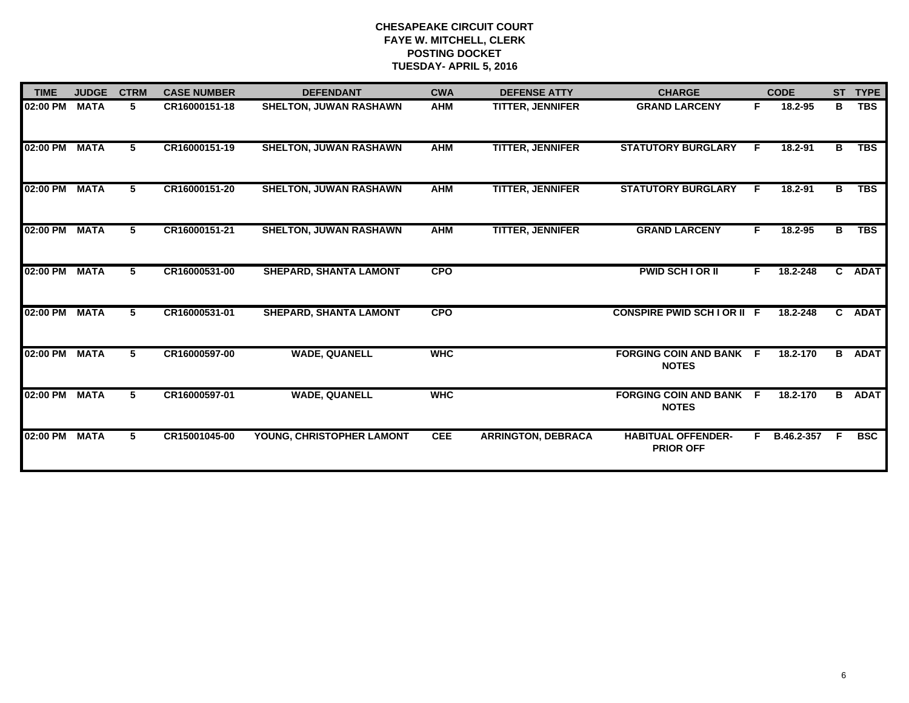**CHESAPEAKE CIRCUIT COURT**
**FAYE W. MITCHELL, CLERK**
**POSTING DOCKET**
**TUESDAY- APRIL 5, 2016**

| TIME | JUDGE | CTRM | CASE NUMBER | DEFENDANT | CWA | DEFENSE ATTY | CHARGE | | CODE | ST | TYPE |
|---|---|---|---|---|---|---|---|---|---|---|---|
| 02:00 PM | MATA | 5 | CR16000151-18 | SHELTON, JUWAN RASHAWN | AHM | TITTER, JENNIFER | GRAND LARCENY | F | 18.2-95 | B | TBS |
| 02:00 PM | MATA | 5 | CR16000151-19 | SHELTON, JUWAN RASHAWN | AHM | TITTER, JENNIFER | STATUTORY BURGLARY | F | 18.2-91 | B | TBS |
| 02:00 PM | MATA | 5 | CR16000151-20 | SHELTON, JUWAN RASHAWN | AHM | TITTER, JENNIFER | STATUTORY BURGLARY | F | 18.2-91 | B | TBS |
| 02:00 PM | MATA | 5 | CR16000151-21 | SHELTON, JUWAN RASHAWN | AHM | TITTER, JENNIFER | GRAND LARCENY | F | 18.2-95 | B | TBS |
| 02:00 PM | MATA | 5 | CR16000531-00 | SHEPARD, SHANTA LAMONT | CPO | | PWID SCH I OR II | F | 18.2-248 | C | ADAT |
| 02:00 PM | MATA | 5 | CR16000531-01 | SHEPARD, SHANTA LAMONT | CPO | | CONSPIRE PWID SCH I OR II | F | 18.2-248 | C | ADAT |
| 02:00 PM | MATA | 5 | CR16000597-00 | WADE, QUANELL | WHC | | FORGING COIN AND BANK NOTES | F | 18.2-170 | B | ADAT |
| 02:00 PM | MATA | 5 | CR16000597-01 | WADE, QUANELL | WHC | | FORGING COIN AND BANK NOTES | F | 18.2-170 | B | ADAT |
| 02:00 PM | MATA | 5 | CR15001045-00 | YOUNG, CHRISTOPHER LAMONT | CEE | ARRINGTON, DEBRACA | HABITUAL OFFENDER-PRIOR OFF | F | B.46.2-357 | F | BSC |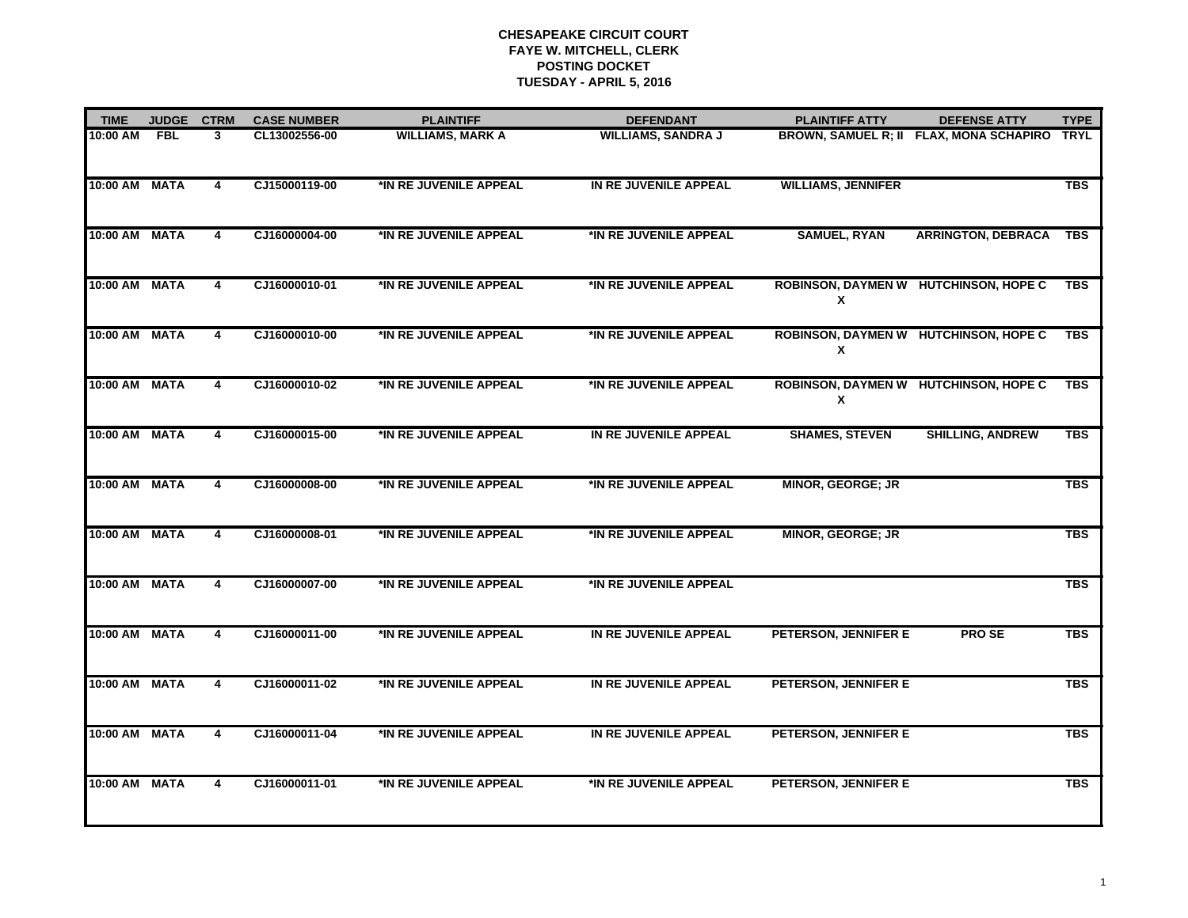**CHESAPEAKE CIRCUIT COURT**
**FAYE W. MITCHELL, CLERK**
**POSTING DOCKET**
**TUESDAY - APRIL 5, 2016**

| TIME | JUDGE | CTRM | CASE NUMBER | PLAINTIFF | DEFENDANT | PLAINTIFF ATTY | DEFENSE ATTY | TYPE |
|---|---|---|---|---|---|---|---|---|
| 10:00 AM | FBL | 3 | CL13002556-00 | WILLIAMS, MARK A | WILLIAMS, SANDRA J | BROWN, SAMUEL R; II | FLAX, MONA SCHAPIRO | TRYL |
| 10:00 AM | MATA | 4 | CJ15000119-00 | *IN RE JUVENILE APPEAL | IN RE JUVENILE APPEAL | WILLIAMS, JENNIFER | | TBS |
| 10:00 AM | MATA | 4 | CJ16000004-00 | *IN RE JUVENILE APPEAL | *IN RE JUVENILE APPEAL | SAMUEL, RYAN | ARRINGTON, DEBRACA | TBS |
| 10:00 AM | MATA | 4 | CJ16000010-01 | *IN RE JUVENILE APPEAL | *IN RE JUVENILE APPEAL | ROBINSON, DAYMEN W X | HUTCHINSON, HOPE C | TBS |
| 10:00 AM | MATA | 4 | CJ16000010-00 | *IN RE JUVENILE APPEAL | *IN RE JUVENILE APPEAL | ROBINSON, DAYMEN W X | HUTCHINSON, HOPE C | TBS |
| 10:00 AM | MATA | 4 | CJ16000010-02 | *IN RE JUVENILE APPEAL | *IN RE JUVENILE APPEAL | ROBINSON, DAYMEN W X | HUTCHINSON, HOPE C | TBS |
| 10:00 AM | MATA | 4 | CJ16000015-00 | *IN RE JUVENILE APPEAL | IN RE JUVENILE APPEAL | SHAMES, STEVEN | SHILLING, ANDREW | TBS |
| 10:00 AM | MATA | 4 | CJ16000008-00 | *IN RE JUVENILE APPEAL | *IN RE JUVENILE APPEAL | MINOR, GEORGE; JR | | TBS |
| 10:00 AM | MATA | 4 | CJ16000008-01 | *IN RE JUVENILE APPEAL | *IN RE JUVENILE APPEAL | MINOR, GEORGE; JR | | TBS |
| 10:00 AM | MATA | 4 | CJ16000007-00 | *IN RE JUVENILE APPEAL | *IN RE JUVENILE APPEAL | | | TBS |
| 10:00 AM | MATA | 4 | CJ16000011-00 | *IN RE JUVENILE APPEAL | IN RE JUVENILE APPEAL | PETERSON, JENNIFER E | PRO SE | TBS |
| 10:00 AM | MATA | 4 | CJ16000011-02 | *IN RE JUVENILE APPEAL | IN RE JUVENILE APPEAL | PETERSON, JENNIFER E | | TBS |
| 10:00 AM | MATA | 4 | CJ16000011-04 | *IN RE JUVENILE APPEAL | IN RE JUVENILE APPEAL | PETERSON, JENNIFER E | | TBS |
| 10:00 AM | MATA | 4 | CJ16000011-01 | *IN RE JUVENILE APPEAL | *IN RE JUVENILE APPEAL | PETERSON, JENNIFER E | | TBS |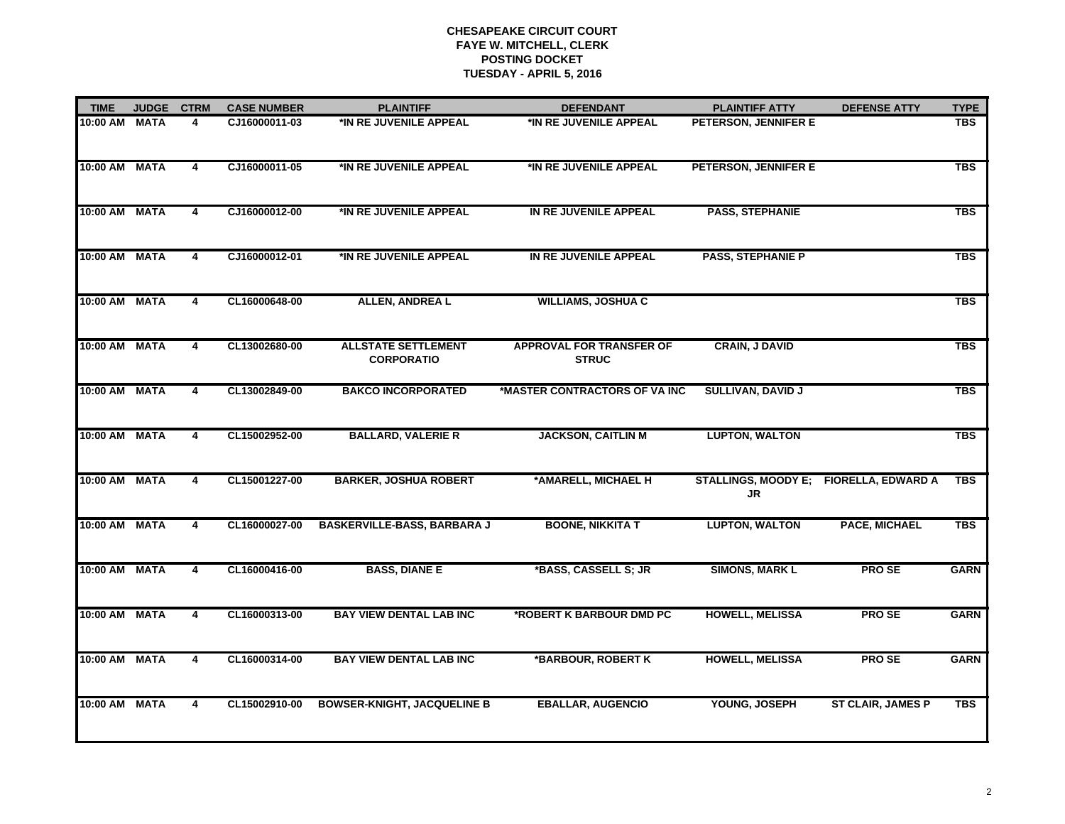**CHESAPEAKE CIRCUIT COURT**
**FAYE W. MITCHELL, CLERK**
**POSTING DOCKET**
**TUESDAY - APRIL 5, 2016**

| TIME | JUDGE | CTRM | CASE NUMBER | PLAINTIFF | DEFENDANT | PLAINTIFF ATTY | DEFENSE ATTY | TYPE |
|---|---|---|---|---|---|---|---|---|
| 10:00 AM | MATA | 4 | CJ16000011-03 | *IN RE JUVENILE APPEAL | *IN RE JUVENILE APPEAL | PETERSON, JENNIFER E | | TBS |
| 10:00 AM | MATA | 4 | CJ16000011-05 | *IN RE JUVENILE APPEAL | *IN RE JUVENILE APPEAL | PETERSON, JENNIFER E | | TBS |
| 10:00 AM | MATA | 4 | CJ16000012-00 | *IN RE JUVENILE APPEAL | IN RE JUVENILE APPEAL | PASS, STEPHANIE | | TBS |
| 10:00 AM | MATA | 4 | CJ16000012-01 | *IN RE JUVENILE APPEAL | IN RE JUVENILE APPEAL | PASS, STEPHANIE P | | TBS |
| 10:00 AM | MATA | 4 | CL16000648-00 | ALLEN, ANDREA L | WILLIAMS, JOSHUA C | | | TBS |
| 10:00 AM | MATA | 4 | CL13002680-00 | ALLSTATE SETTLEMENT CORPORATIO | APPROVAL FOR TRANSFER OF STRUC | CRAIN, J DAVID | | TBS |
| 10:00 AM | MATA | 4 | CL13002849-00 | BAKCO INCORPORATED | *MASTER CONTRACTORS OF VA INC | SULLIVAN, DAVID J | | TBS |
| 10:00 AM | MATA | 4 | CL15002952-00 | BALLARD, VALERIE R | JACKSON, CAITLIN M | LUPTON, WALTON | | TBS |
| 10:00 AM | MATA | 4 | CL15001227-00 | BARKER, JOSHUA ROBERT | *AMARELL, MICHAEL H | STALLINGS, MOODY E; JR | FIORELLA, EDWARD A | TBS |
| 10:00 AM | MATA | 4 | CL16000027-00 | BASKERVILLE-BASS, BARBARA J | BOONE, NIKKITA T | LUPTON, WALTON | PACE, MICHAEL | TBS |
| 10:00 AM | MATA | 4 | CL16000416-00 | BASS, DIANE E | *BASS, CASSELL S; JR | SIMONS, MARK L | PRO SE | GARN |
| 10:00 AM | MATA | 4 | CL16000313-00 | BAY VIEW DENTAL LAB INC | *ROBERT K BARBOUR DMD PC | HOWELL, MELISSA | PRO SE | GARN |
| 10:00 AM | MATA | 4 | CL16000314-00 | BAY VIEW DENTAL LAB INC | *BARBOUR, ROBERT K | HOWELL, MELISSA | PRO SE | GARN |
| 10:00 AM | MATA | 4 | CL15002910-00 | BOWSER-KNIGHT, JACQUELINE B | EBALLAR, AUGENCIO | YOUNG, JOSEPH | ST CLAIR, JAMES P | TBS |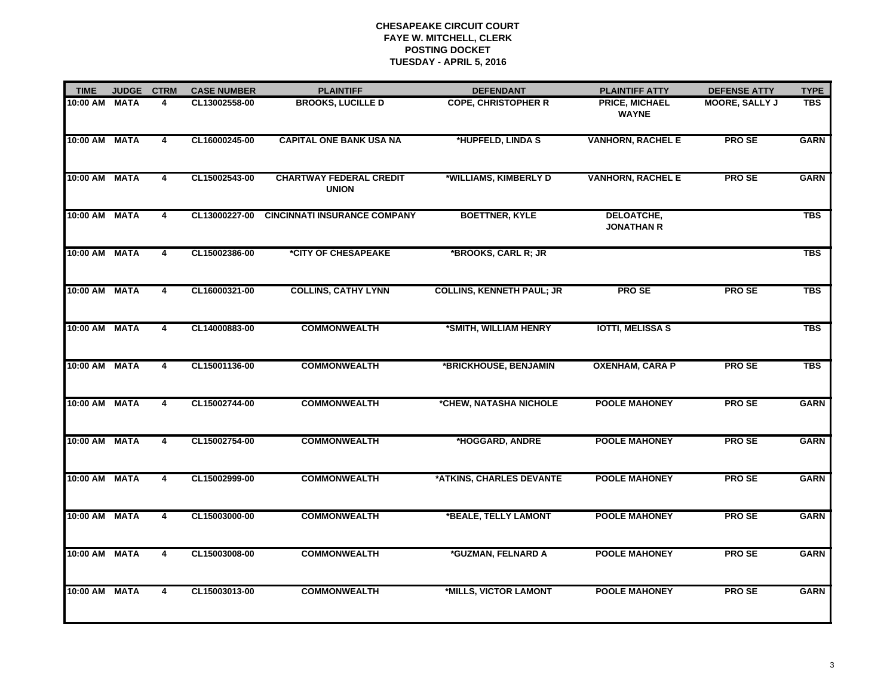**CHESAPEAKE CIRCUIT COURT**
**FAYE W. MITCHELL, CLERK**
**POSTING DOCKET**
**TUESDAY - APRIL 5, 2016**

| TIME | JUDGE | CTRM | CASE NUMBER | PLAINTIFF | DEFENDANT | PLAINTIFF ATTY | DEFENSE ATTY | TYPE |
|---|---|---|---|---|---|---|---|---|
| 10:00 AM | MATA | 4 | CL13002558-00 | BROOKS, LUCILLE D | COPE, CHRISTOPHER R | PRICE, MICHAEL WAYNE | MOORE, SALLY J | TBS |
| 10:00 AM | MATA | 4 | CL16000245-00 | CAPITAL ONE BANK USA NA | *HUPFELD, LINDA S | VANHORN, RACHEL E | PRO SE | GARN |
| 10:00 AM | MATA | 4 | CL15002543-00 | CHARTWAY FEDERAL CREDIT UNION | *WILLIAMS, KIMBERLY D | VANHORN, RACHEL E | PRO SE | GARN |
| 10:00 AM | MATA | 4 | CL13000227-00 | CINCINNATI INSURANCE COMPANY | BOETTNER, KYLE | DELOATCHE, JONATHAN R | | TBS |
| 10:00 AM | MATA | 4 | CL15002386-00 | *CITY OF CHESAPEAKE | *BROOKS, CARL R; JR | | | TBS |
| 10:00 AM | MATA | 4 | CL16000321-00 | COLLINS, CATHY LYNN | COLLINS, KENNETH PAUL; JR | PRO SE | PRO SE | TBS |
| 10:00 AM | MATA | 4 | CL14000883-00 | COMMONWEALTH | *SMITH, WILLIAM HENRY | IOTTI, MELISSA S | | TBS |
| 10:00 AM | MATA | 4 | CL15001136-00 | COMMONWEALTH | *BRICKHOUSE, BENJAMIN | OXENHAM, CARA P | PRO SE | TBS |
| 10:00 AM | MATA | 4 | CL15002744-00 | COMMONWEALTH | *CHEW, NATASHA NICHOLE | POOLE MAHONEY | PRO SE | GARN |
| 10:00 AM | MATA | 4 | CL15002754-00 | COMMONWEALTH | *HOGGARD, ANDRE | POOLE MAHONEY | PRO SE | GARN |
| 10:00 AM | MATA | 4 | CL15002999-00 | COMMONWEALTH | *ATKINS, CHARLES DEVANTE | POOLE MAHONEY | PRO SE | GARN |
| 10:00 AM | MATA | 4 | CL15003000-00 | COMMONWEALTH | *BEALE, TELLY LAMONT | POOLE MAHONEY | PRO SE | GARN |
| 10:00 AM | MATA | 4 | CL15003008-00 | COMMONWEALTH | *GUZMAN, FELNARD A | POOLE MAHONEY | PRO SE | GARN |
| 10:00 AM | MATA | 4 | CL15003013-00 | COMMONWEALTH | *MILLS, VICTOR LAMONT | POOLE MAHONEY | PRO SE | GARN |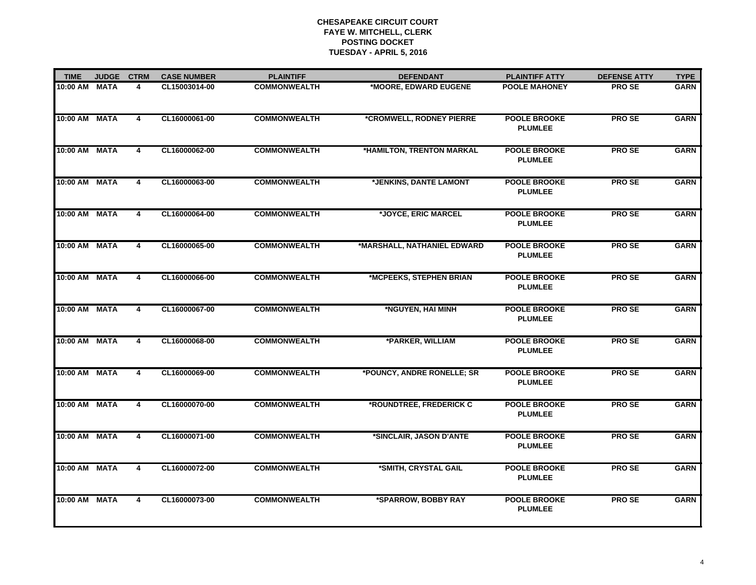**CHESAPEAKE CIRCUIT COURT**
**FAYE W. MITCHELL, CLERK**
**POSTING DOCKET**
**TUESDAY - APRIL 5, 2016**

| TIME | JUDGE | CTRM | CASE NUMBER | PLAINTIFF | DEFENDANT | PLAINTIFF ATTY | DEFENSE ATTY | TYPE |
|---|---|---|---|---|---|---|---|---|
| 10:00 AM | MATA | 4 | CL15003014-00 | COMMONWEALTH | *MOORE, EDWARD EUGENE | POOLE MAHONEY | PRO SE | GARN |
| 10:00 AM | MATA | 4 | CL16000061-00 | COMMONWEALTH | *CROMWELL, RODNEY PIERRE | POOLE BROOKE PLUMLEE | PRO SE | GARN |
| 10:00 AM | MATA | 4 | CL16000062-00 | COMMONWEALTH | *HAMILTON, TRENTON MARKAL | POOLE BROOKE PLUMLEE | PRO SE | GARN |
| 10:00 AM | MATA | 4 | CL16000063-00 | COMMONWEALTH | *JENKINS, DANTE LAMONT | POOLE BROOKE PLUMLEE | PRO SE | GARN |
| 10:00 AM | MATA | 4 | CL16000064-00 | COMMONWEALTH | *JOYCE, ERIC MARCEL | POOLE BROOKE PLUMLEE | PRO SE | GARN |
| 10:00 AM | MATA | 4 | CL16000065-00 | COMMONWEALTH | *MARSHALL, NATHANIEL EDWARD | POOLE BROOKE PLUMLEE | PRO SE | GARN |
| 10:00 AM | MATA | 4 | CL16000066-00 | COMMONWEALTH | *MCPEEKS, STEPHEN BRIAN | POOLE BROOKE PLUMLEE | PRO SE | GARN |
| 10:00 AM | MATA | 4 | CL16000067-00 | COMMONWEALTH | *NGUYEN, HAI MINH | POOLE BROOKE PLUMLEE | PRO SE | GARN |
| 10:00 AM | MATA | 4 | CL16000068-00 | COMMONWEALTH | *PARKER, WILLIAM | POOLE BROOKE PLUMLEE | PRO SE | GARN |
| 10:00 AM | MATA | 4 | CL16000069-00 | COMMONWEALTH | *POUNCY, ANDRE RONELLE; SR | POOLE BROOKE PLUMLEE | PRO SE | GARN |
| 10:00 AM | MATA | 4 | CL16000070-00 | COMMONWEALTH | *ROUNDTREE, FREDERICK C | POOLE BROOKE PLUMLEE | PRO SE | GARN |
| 10:00 AM | MATA | 4 | CL16000071-00 | COMMONWEALTH | *SINCLAIR, JASON D'ANTE | POOLE BROOKE PLUMLEE | PRO SE | GARN |
| 10:00 AM | MATA | 4 | CL16000072-00 | COMMONWEALTH | *SMITH, CRYSTAL GAIL | POOLE BROOKE PLUMLEE | PRO SE | GARN |
| 10:00 AM | MATA | 4 | CL16000073-00 | COMMONWEALTH | *SPARROW, BOBBY RAY | POOLE BROOKE PLUMLEE | PRO SE | GARN |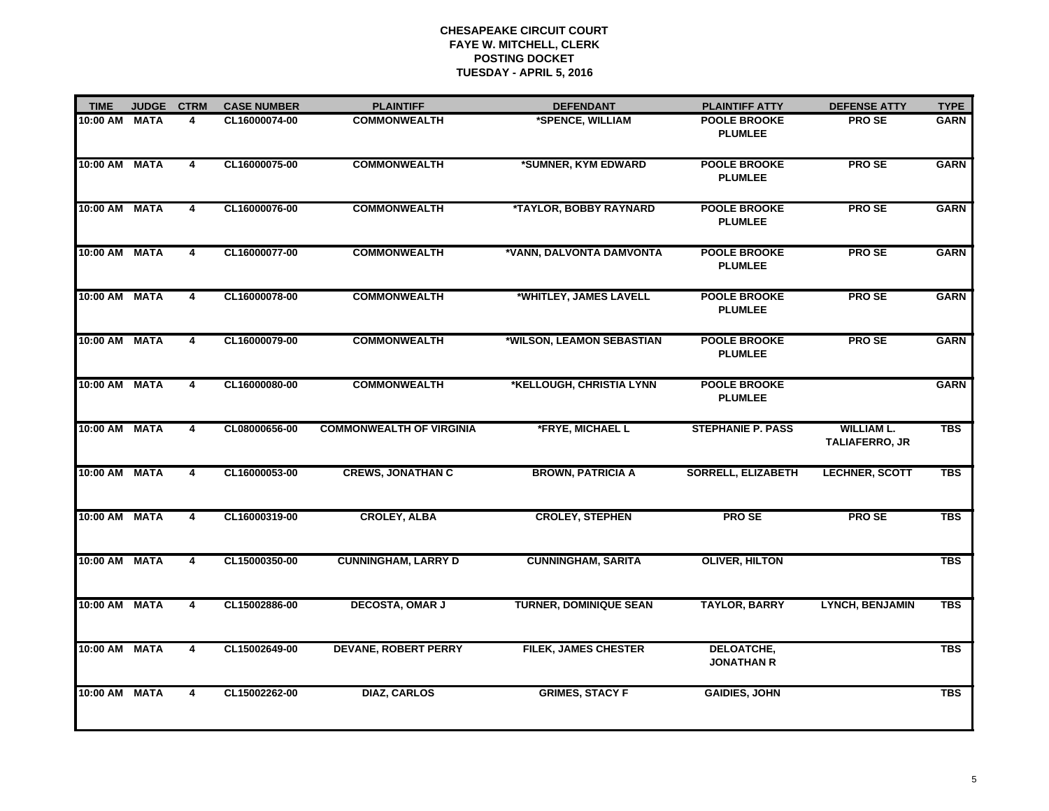**CHESAPEAKE CIRCUIT COURT**
**FAYE W. MITCHELL, CLERK**
**POSTING DOCKET**
**TUESDAY - APRIL 5, 2016**

| TIME | JUDGE | CTRM | CASE NUMBER | PLAINTIFF | DEFENDANT | PLAINTIFF ATTY | DEFENSE ATTY | TYPE |
|---|---|---|---|---|---|---|---|---|
| 10:00 AM | MATA | 4 | CL16000074-00 | COMMONWEALTH | *SPENCE, WILLIAM | POOLE BROOKE PLUMLEE | PRO SE | GARN |
| 10:00 AM | MATA | 4 | CL16000075-00 | COMMONWEALTH | *SUMNER, KYM EDWARD | POOLE BROOKE PLUMLEE | PRO SE | GARN |
| 10:00 AM | MATA | 4 | CL16000076-00 | COMMONWEALTH | *TAYLOR, BOBBY RAYNARD | POOLE BROOKE PLUMLEE | PRO SE | GARN |
| 10:00 AM | MATA | 4 | CL16000077-00 | COMMONWEALTH | *VANN, DALVONTA DAMVONTA | POOLE BROOKE PLUMLEE | PRO SE | GARN |
| 10:00 AM | MATA | 4 | CL16000078-00 | COMMONWEALTH | *WHITLEY, JAMES LAVELL | POOLE BROOKE PLUMLEE | PRO SE | GARN |
| 10:00 AM | MATA | 4 | CL16000079-00 | COMMONWEALTH | *WILSON, LEAMON SEBASTIAN | POOLE BROOKE PLUMLEE | PRO SE | GARN |
| 10:00 AM | MATA | 4 | CL16000080-00 | COMMONWEALTH | *KELLOUGH, CHRISTIA LYNN | POOLE BROOKE PLUMLEE | | GARN |
| 10:00 AM | MATA | 4 | CL08000656-00 | COMMONWEALTH OF VIRGINIA | *FRYE, MICHAEL L | STEPHANIE P. PASS | WILLIAM L. TALIAFERRO, JR | TBS |
| 10:00 AM | MATA | 4 | CL16000053-00 | CREWS, JONATHAN C | BROWN, PATRICIA A | SORRELL, ELIZABETH | LECHNER, SCOTT | TBS |
| 10:00 AM | MATA | 4 | CL16000319-00 | CROLEY, ALBA | CROLEY, STEPHEN | PRO SE | PRO SE | TBS |
| 10:00 AM | MATA | 4 | CL15000350-00 | CUNNINGHAM, LARRY D | CUNNINGHAM, SARITA | OLIVER, HILTON | | TBS |
| 10:00 AM | MATA | 4 | CL15002886-00 | DECOSTA, OMAR J | TURNER, DOMINIQUE SEAN | TAYLOR, BARRY | LYNCH, BENJAMIN | TBS |
| 10:00 AM | MATA | 4 | CL15002649-00 | DEVANE, ROBERT PERRY | FILEK, JAMES CHESTER | DELOATCHE, JONATHAN R | | TBS |
| 10:00 AM | MATA | 4 | CL15002262-00 | DIAZ, CARLOS | GRIMES, STACY F | GAIDIES, JOHN | | TBS |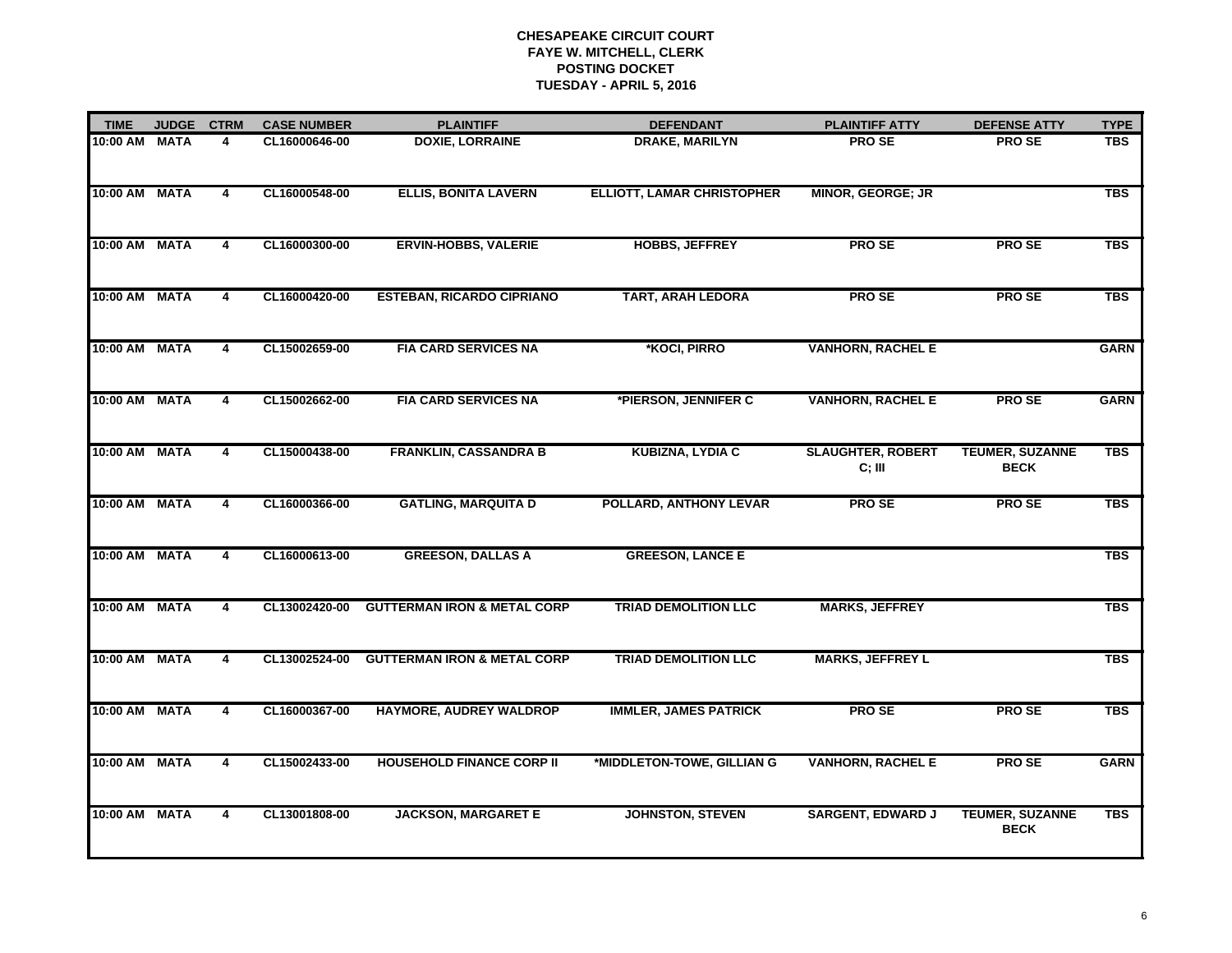**CHESAPEAKE CIRCUIT COURT**
**FAYE W. MITCHELL, CLERK**
**POSTING DOCKET**
**TUESDAY - APRIL 5, 2016**

| TIME | JUDGE | CTRM | CASE NUMBER | PLAINTIFF | DEFENDANT | PLAINTIFF ATTY | DEFENSE ATTY | TYPE |
|---|---|---|---|---|---|---|---|---|
| 10:00 AM | MATA | 4 | CL16000646-00 | DOXIE, LORRAINE | DRAKE, MARILYN | PRO SE | PRO SE | TBS |
| 10:00 AM | MATA | 4 | CL16000548-00 | ELLIS, BONITA LAVERN | ELLIOTT, LAMAR CHRISTOPHER | MINOR, GEORGE; JR | | TBS |
| 10:00 AM | MATA | 4 | CL16000300-00 | ERVIN-HOBBS, VALERIE | HOBBS, JEFFREY | PRO SE | PRO SE | TBS |
| 10:00 AM | MATA | 4 | CL16000420-00 | ESTEBAN, RICARDO CIPRIANO | TART, ARAH LEDORA | PRO SE | PRO SE | TBS |
| 10:00 AM | MATA | 4 | CL15002659-00 | FIA CARD SERVICES NA | *KOCI, PIRRO | VANHORN, RACHEL E | | GARN |
| 10:00 AM | MATA | 4 | CL15002662-00 | FIA CARD SERVICES NA | *PIERSON, JENNIFER C | VANHORN, RACHEL E | PRO SE | GARN |
| 10:00 AM | MATA | 4 | CL15000438-00 | FRANKLIN, CASSANDRA B | KUBIZNA, LYDIA C | SLAUGHTER, ROBERT C; III | TEUMER, SUZANNE BECK | TBS |
| 10:00 AM | MATA | 4 | CL16000366-00 | GATLING, MARQUITA D | POLLARD, ANTHONY LEVAR | PRO SE | PRO SE | TBS |
| 10:00 AM | MATA | 4 | CL16000613-00 | GREESON, DALLAS A | GREESON, LANCE E | | | TBS |
| 10:00 AM | MATA | 4 | CL13002420-00 | GUTTERMAN IRON & METAL CORP | TRIAD DEMOLITION LLC | MARKS, JEFFREY | | TBS |
| 10:00 AM | MATA | 4 | CL13002524-00 | GUTTERMAN IRON & METAL CORP | TRIAD DEMOLITION LLC | MARKS, JEFFREY L | | TBS |
| 10:00 AM | MATA | 4 | CL16000367-00 | HAYMORE, AUDREY WALDROP | IMMLER, JAMES PATRICK | PRO SE | PRO SE | TBS |
| 10:00 AM | MATA | 4 | CL15002433-00 | HOUSEHOLD FINANCE CORP II | *MIDDLETON-TOWE, GILLIAN G | VANHORN, RACHEL E | PRO SE | GARN |
| 10:00 AM | MATA | 4 | CL13001808-00 | JACKSON, MARGARET E | JOHNSTON, STEVEN | SARGENT, EDWARD J | TEUMER, SUZANNE BECK | TBS |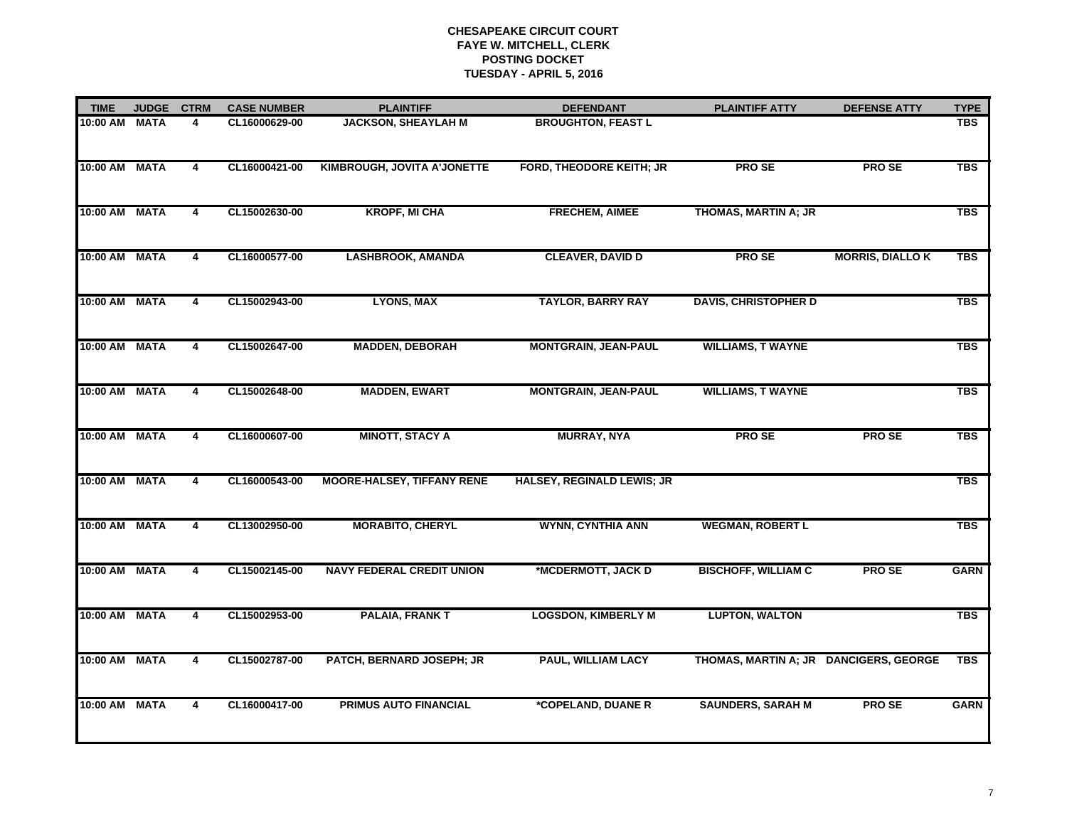**CHESAPEAKE CIRCUIT COURT**
**FAYE W. MITCHELL, CLERK**
**POSTING DOCKET**
**TUESDAY - APRIL 5, 2016**

| TIME | JUDGE | CTRM | CASE NUMBER | PLAINTIFF | DEFENDANT | PLAINTIFF ATTY | DEFENSE ATTY | TYPE |
|---|---|---|---|---|---|---|---|---|
| 10:00 AM | MATA | 4 | CL16000629-00 | JACKSON, SHEAYLAH M | BROUGHTON, FEAST L | | | TBS |
| 10:00 AM | MATA | 4 | CL16000421-00 | KIMBROUGH, JOVITA A'JONETTE | FORD, THEODORE KEITH; JR | PRO SE | PRO SE | TBS |
| 10:00 AM | MATA | 4 | CL15002630-00 | KROPF, MI CHA | FRECHEM, AIMEE | THOMAS, MARTIN A; JR | | TBS |
| 10:00 AM | MATA | 4 | CL16000577-00 | LASHBROOK, AMANDA | CLEAVER, DAVID D | PRO SE | MORRIS, DIALLO K | TBS |
| 10:00 AM | MATA | 4 | CL15002943-00 | LYONS, MAX | TAYLOR, BARRY RAY | DAVIS, CHRISTOPHER D | | TBS |
| 10:00 AM | MATA | 4 | CL15002647-00 | MADDEN, DEBORAH | MONTGRAIN, JEAN-PAUL | WILLIAMS, T WAYNE | | TBS |
| 10:00 AM | MATA | 4 | CL15002648-00 | MADDEN, EWART | MONTGRAIN, JEAN-PAUL | WILLIAMS, T WAYNE | | TBS |
| 10:00 AM | MATA | 4 | CL16000607-00 | MINOTT, STACY A | MURRAY, NYA | PRO SE | PRO SE | TBS |
| 10:00 AM | MATA | 4 | CL16000543-00 | MOORE-HALSEY, TIFFANY RENE | HALSEY, REGINALD LEWIS; JR | | | TBS |
| 10:00 AM | MATA | 4 | CL13002950-00 | MORABITO, CHERYL | WYNN, CYNTHIA ANN | WEGMAN, ROBERT L | | TBS |
| 10:00 AM | MATA | 4 | CL15002145-00 | NAVY FEDERAL CREDIT UNION | *MCDERMOTT, JACK D | BISCHOFF, WILLIAM C | PRO SE | GARN |
| 10:00 AM | MATA | 4 | CL15002953-00 | PALAIA, FRANK T | LOGSDON, KIMBERLY M | LUPTON, WALTON | | TBS |
| 10:00 AM | MATA | 4 | CL15002787-00 | PATCH, BERNARD JOSEPH; JR | PAUL, WILLIAM LACY | THOMAS, MARTIN A; JR | DANCIGERS, GEORGE | TBS |
| 10:00 AM | MATA | 4 | CL16000417-00 | PRIMUS AUTO FINANCIAL | *COPELAND, DUANE R | SAUNDERS, SARAH M | PRO SE | GARN |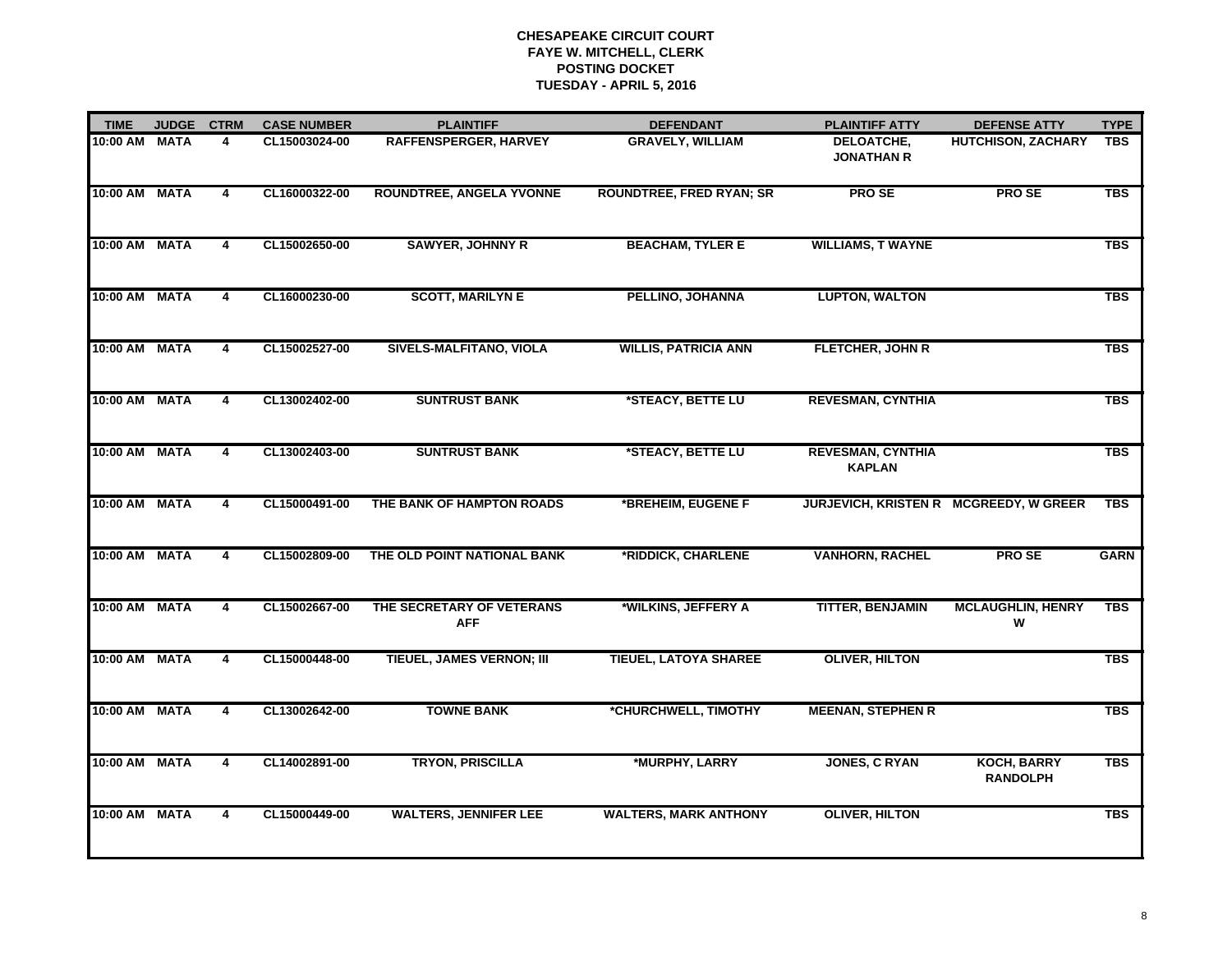**CHESAPEAKE CIRCUIT COURT**
**FAYE W. MITCHELL, CLERK**
**POSTING DOCKET**
**TUESDAY - APRIL 5, 2016**

| TIME | JUDGE | CTRM | CASE NUMBER | PLAINTIFF | DEFENDANT | PLAINTIFF ATTY | DEFENSE ATTY | TYPE |
|---|---|---|---|---|---|---|---|---|
| 10:00 AM | MATA | 4 | CL15003024-00 | RAFFENSPERGER, HARVEY | GRAVELY, WILLIAM | DELOATCHE, JONATHAN R | HUTCHISON, ZACHARY | TBS |
| 10:00 AM | MATA | 4 | CL16000322-00 | ROUNDTREE, ANGELA YVONNE | ROUNDTREE, FRED RYAN; SR | PRO SE | PRO SE | TBS |
| 10:00 AM | MATA | 4 | CL15002650-00 | SAWYER, JOHNNY R | BEACHAM, TYLER E | WILLIAMS, T WAYNE | | TBS |
| 10:00 AM | MATA | 4 | CL16000230-00 | SCOTT, MARILYN E | PELLINO, JOHANNA | LUPTON, WALTON | | TBS |
| 10:00 AM | MATA | 4 | CL15002527-00 | SIVELS-MALFITANO, VIOLA | WILLIS, PATRICIA ANN | FLETCHER, JOHN R | | TBS |
| 10:00 AM | MATA | 4 | CL13002402-00 | SUNTRUST BANK | *STEACY, BETTE LU | REVESMAN, CYNTHIA | | TBS |
| 10:00 AM | MATA | 4 | CL13002403-00 | SUNTRUST BANK | *STEACY, BETTE LU | REVESMAN, CYNTHIA KAPLAN | | TBS |
| 10:00 AM | MATA | 4 | CL15000491-00 | THE BANK OF HAMPTON ROADS | *BREHEIM, EUGENE F | JURJEVICH, KRISTEN R | MCGREEDY, W GREER | TBS |
| 10:00 AM | MATA | 4 | CL15002809-00 | THE OLD POINT NATIONAL BANK | *RIDDICK, CHARLENE | VANHORN, RACHEL | PRO SE | GARN |
| 10:00 AM | MATA | 4 | CL15002667-00 | THE SECRETARY OF VETERANS AFF | *WILKINS, JEFFERY A | TITTER, BENJAMIN | MCLAUGHLIN, HENRY W | TBS |
| 10:00 AM | MATA | 4 | CL15000448-00 | TIEUEL, JAMES VERNON; III | TIEUEL, LATOYA SHAREE | OLIVER, HILTON | | TBS |
| 10:00 AM | MATA | 4 | CL13002642-00 | TOWNE BANK | *CHURCHWELL, TIMOTHY | MEENAN, STEPHEN R | | TBS |
| 10:00 AM | MATA | 4 | CL14002891-00 | TRYON, PRISCILLA | *MURPHY, LARRY | JONES, C RYAN | KOCH, BARRY RANDOLPH | TBS |
| 10:00 AM | MATA | 4 | CL15000449-00 | WALTERS, JENNIFER LEE | WALTERS, MARK ANTHONY | OLIVER, HILTON | | TBS |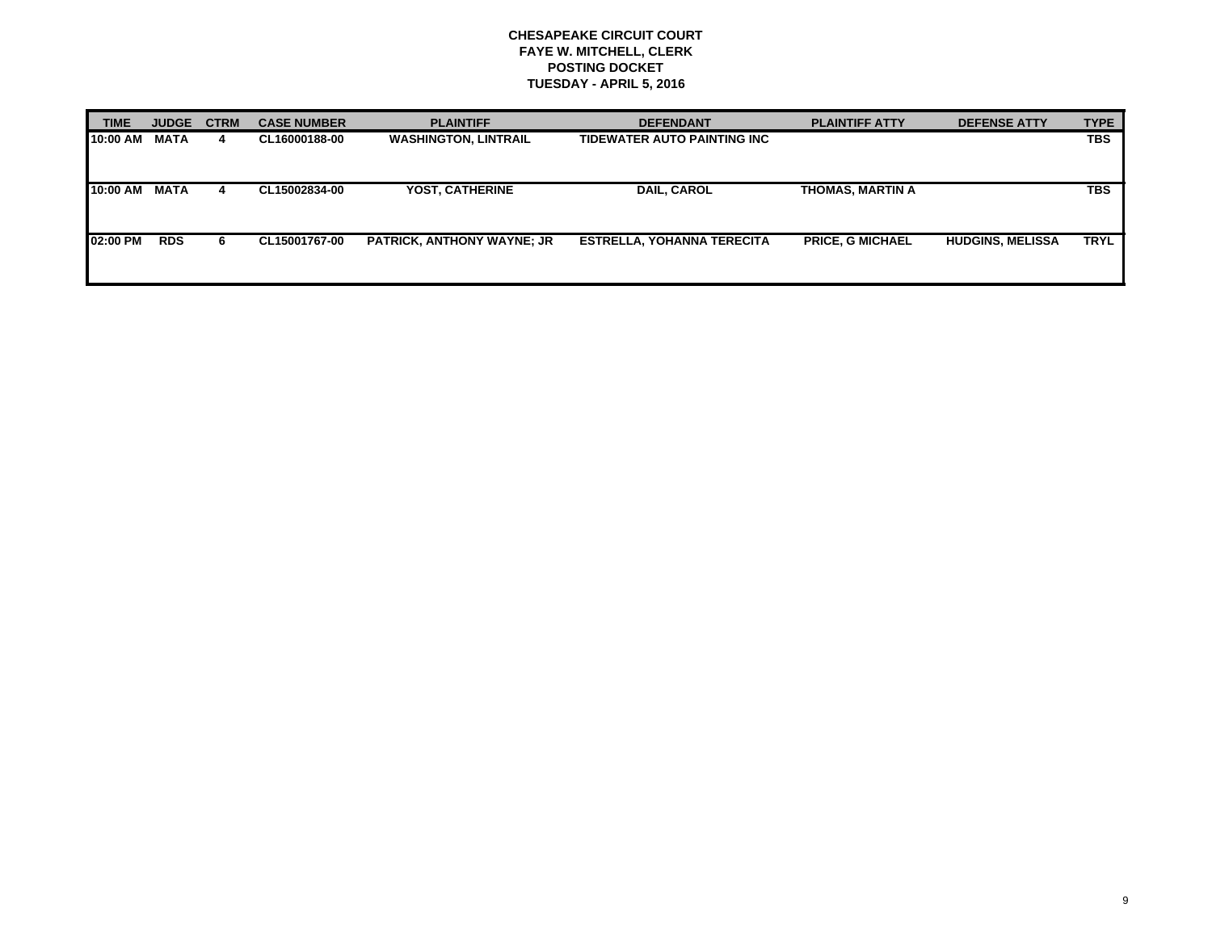# CHESAPEAKE CIRCUIT COURT
## FAYE W. MITCHELL, CLERK
## POSTING DOCKET
## TUESDAY - APRIL 5, 2016

| TIME | JUDGE | CTRM | CASE NUMBER | PLAINTIFF | DEFENDANT | PLAINTIFF ATTY | DEFENSE ATTY | TYPE |
|---|---|---|---|---|---|---|---|---|
| 10:00 AM | MATA | 4 | CL16000188-00 | WASHINGTON, LINTRAIL | TIDEWATER AUTO PAINTING INC | | | TBS |
| 10:00 AM | MATA | 4 | CL15002834-00 | YOST, CATHERINE | DAIL, CAROL | THOMAS, MARTIN A | | TBS |
| 02:00 PM | RDS | 6 | CL15001767-00 | PATRICK, ANTHONY WAYNE; JR | ESTRELLA, YOHANNA TERECITA | PRICE, G MICHAEL | HUDGINS, MELISSA | TRYL |